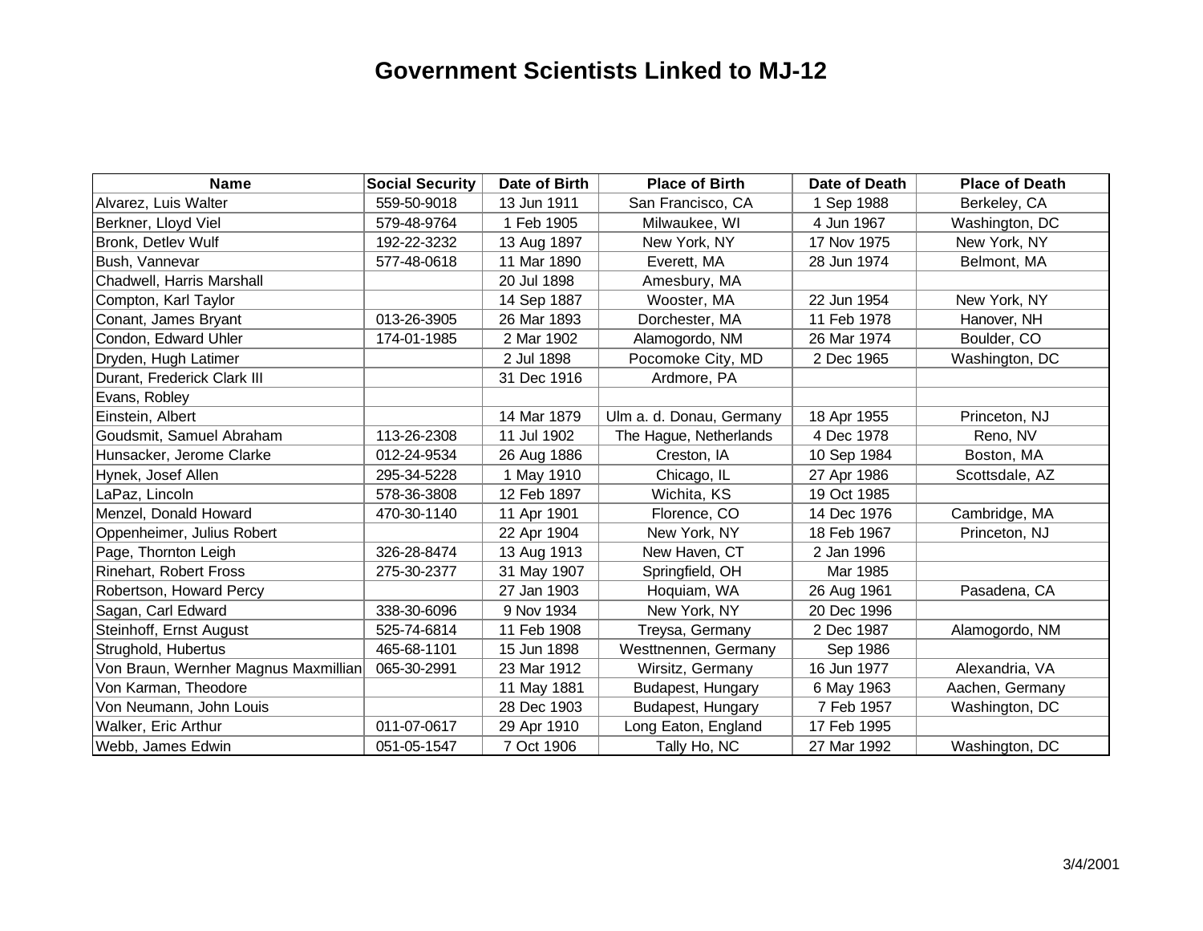# Government Scientists Linked to MJ-12

| Name | Social Security | Date of Birth | Place of Birth | Date of Death | Place of Death |
|---|---|---|---|---|---|
| Alvarez, Luis Walter | 559-50-9018 | 13 Jun 1911 | San Francisco, CA | 1 Sep 1988 | Berkeley, CA |
| Berkner, Lloyd Viel | 579-48-9764 | 1 Feb 1905 | Milwaukee, WI | 4 Jun 1967 | Washington, DC |
| Bronk, Detlev Wulf | 192-22-3232 | 13 Aug 1897 | New York, NY | 17 Nov 1975 | New York, NY |
| Bush, Vannevar | 577-48-0618 | 11 Mar 1890 | Everett, MA | 28 Jun 1974 | Belmont, MA |
| Chadwell, Harris Marshall | | 20 Jul 1898 | Amesbury, MA | | |
| Compton, Karl Taylor | | 14 Sep 1887 | Wooster, MA | 22 Jun 1954 | New York, NY |
| Conant, James Bryant | 013-26-3905 | 26 Mar 1893 | Dorchester, MA | 11 Feb 1978 | Hanover, NH |
| Condon, Edward Uhler | 174-01-1985 | 2 Mar 1902 | Alamogordo, NM | 26 Mar 1974 | Boulder, CO |
| Dryden, Hugh Latimer | | 2 Jul 1898 | Pocomoke City, MD | 2 Dec 1965 | Washington, DC |
| Durant, Frederick Clark III | | 31 Dec 1916 | Ardmore, PA | | |
| Evans, Robley | | | | | |
| Einstein, Albert | | 14 Mar 1879 | Ulm a. d. Donau, Germany | 18 Apr 1955 | Princeton, NJ |
| Goudsmit, Samuel Abraham | 113-26-2308 | 11 Jul 1902 | The Hague, Netherlands | 4 Dec 1978 | Reno, NV |
| Hunsacker, Jerome Clarke | 012-24-9534 | 26 Aug 1886 | Creston, IA | 10 Sep 1984 | Boston, MA |
| Hynek, Josef Allen | 295-34-5228 | 1 May 1910 | Chicago, IL | 27 Apr 1986 | Scottsdale, AZ |
| LaPaz, Lincoln | 578-36-3808 | 12 Feb 1897 | Wichita, KS | 19 Oct 1985 | |
| Menzel, Donald Howard | 470-30-1140 | 11 Apr 1901 | Florence, CO | 14 Dec 1976 | Cambridge, MA |
| Oppenheimer, Julius Robert | | 22 Apr 1904 | New York, NY | 18 Feb 1967 | Princeton, NJ |
| Page, Thornton Leigh | 326-28-8474 | 13 Aug 1913 | New Haven, CT | 2 Jan 1996 | |
| Rinehart, Robert Fross | 275-30-2377 | 31 May 1907 | Springfield, OH | Mar 1985 | |
| Robertson, Howard Percy | | 27 Jan 1903 | Hoquiam, WA | 26 Aug 1961 | Pasadena, CA |
| Sagan, Carl Edward | 338-30-6096 | 9 Nov 1934 | New York, NY | 20 Dec 1996 | |
| Steinhoff, Ernst August | 525-74-6814 | 11 Feb 1908 | Treysa, Germany | 2 Dec 1987 | Alamogordo, NM |
| Strughold, Hubertus | 465-68-1101 | 15 Jun 1898 | Westtnennen, Germany | Sep 1986 | |
| Von Braun, Wernher Magnus Maxmillian | 065-30-2991 | 23 Mar 1912 | Wirsitz, Germany | 16 Jun 1977 | Alexandria, VA |
| Von Karman, Theodore | | 11 May 1881 | Budapest, Hungary | 6 May 1963 | Aachen, Germany |
| Von Neumann, John Louis | | 28 Dec 1903 | Budapest, Hungary | 7 Feb 1957 | Washington, DC |
| Walker, Eric Arthur | 011-07-0617 | 29 Apr 1910 | Long Eaton, England | 17 Feb 1995 | |
| Webb, James Edwin | 051-05-1547 | 7 Oct 1906 | Tally Ho, NC | 27 Mar 1992 | Washington, DC |

3/4/2001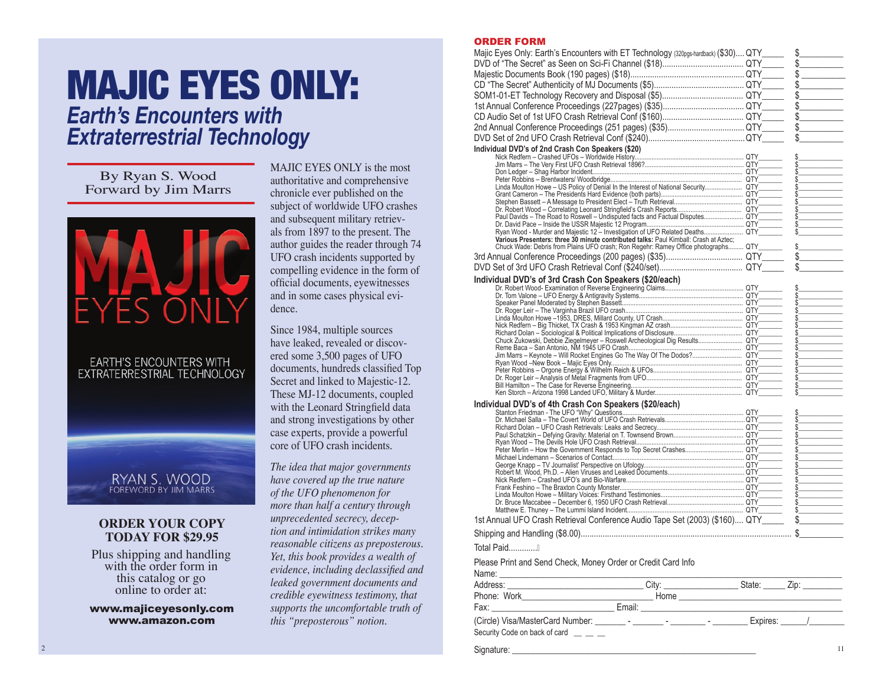# MAJIC EYES ONLY:

## *Earth's Encounters with Extraterrestrial Technology*

By Ryan S. Wood
Forward by Jim Marrs

MAJIC EYES ONLY is the most authoritative and comprehensive chronicle ever published on the subject of worldwide UFO crashes and subsequent military retrievals from 1897 to the present. The author guides the reader through 74 UFO crash incidents supported by compelling evidence in the form of official documents, eyewitnesses and in some cases physical evidence.

Since 1984, multiple sources have leaked, revealed or discovered some 3,500 pages of UFO documents, hundreds classified Top Secret and linked to Majestic-12. These MJ-12 documents, coupled with the Leonard Stringfield data and strong investigations by other case experts, provide a powerful core of UFO crash incidents.

*The idea that major governments have covered up the true nature of the UFO phenomenon for more than half a century through unprecedented secrecy, deception and intimidation strikes many reasonable citizens as preposterous. Yet, this book provides a wealth of evidence, including declassified and leaked government documents and credible eyewitness testimony, that supports the uncomfortable truth of this "preposterous" notion.*

MAJIC
EYES ONLY
EARTH'S ENCOUNTERS WITH EXTRATERRESTRIAL TECHNOLOGY
RYAN S. WOOD
FOREWORD BY JIM MARRS

**ORDER YOUR COPY TODAY FOR $29.95**

Plus shipping and handling with the order form in this catalog or go online to order at:

**www.majiceyesonly.com**
**www.amazon.com**

## ORDER FORM

Majic Eyes Only: Earth's Encounters with ET Technology (320pgs-hardback) ($30).... QTY_____ $_________
DVD of "The Secret" as Seen on Sci-Fi Channel ($18).... QTY_____ $_________
Majestic Documents Book (190 pages) ($18).... QTY_____ $_________
CD "The Secret" Authenticity of MJ Documents ($5).... QTY_____ $_________
SOM1-01-ET Technology Recovery and Disposal ($5).... QTY_____ $_________
1st Annual Conference Proceedings (227pages) ($35).... QTY_____ $_________
CD Audio Set of 1st UFO Crash Retrieval Conf ($160).... QTY_____ $_________
2nd Annual Conference Proceedings (251 pages) ($35).... QTY_____ $_________
DVD Set of 2nd UFO Crash Retrieval Conf ($240).... QTY_____ $_________

**Individual DVD's of 2nd Crash Con Speakers ($20)**

Nick Redfern – Crashed UFOs – Worldwide History.... QTY_____ $_________
Jim Marrs – The Very First UFO Crash Retrieval 1896?.... QTY_____ $_________
Don Ledger – Shag Harbor Incident.... QTY_____ $_________
Peter Robbins – Brentwaters/ Woodbridge.... QTY_____ $_________
Linda Moulton Howe – US Policy of Denial In the Interest of National Security.... QTY_____ $_________
Grant Cameron – The Presidents Hard Evidence (both parts).... QTY_____ $_________
Stephen Bassett – A Message to President Elect – Truth Retrieval.... QTY_____ $_________
Dr. Robert Wood – Correlating Leonard Stringfield's Crash Reports.... QTY_____ $_________
Paul Davids – The Road to Roswell – Undisputed facts and Factual Disputes.... QTY_____ $_________
Dr. David Pace – Inside the USSR Majestic 12 Program.... QTY_____ $_________
Ryan Wood - Murder and Majestic 12 – Investigation of UFO Related Deaths.... QTY_____ $_________
**Various Presenters: three 30 minute contributed talks:** Paul Kimball: Crash at Aztec; Chuck Wade: Debris from Plains UFO crash; Ron Regehr: Ramey Office photographs.... QTY_____ $_________

3rd Annual Conference Proceedings (200 pages) ($35).... QTY_____ $_________
DVD Set of 3rd UFO Crash Retrieval Conf ($240/set).... QTY_____ $_________

**Individual DVD's of 3rd Crash Con Speakers ($20/each)**

Dr. Robert Wood- Examination of Reverse Engineering Claims.... QTY_____ $_________
Dr. Tom Valone – UFO Energy & Antigravity Systems.... QTY_____ $_________
Speaker Panel Moderated by Stephen Bassett.... QTY_____ $_________
Dr. Roger Leir – The Varginha Brazil UFO crash.... QTY_____ $_________
Linda Moulton Howe –1953, DRES, Millard County, UT Crash.... QTY_____ $_________
Nick Redfern – Big Thicket, TX Crash & 1953 Kingman AZ crash.... QTY_____ $_________
Richard Dolan – Sociological & Political Implications of Disclosure.... QTY_____ $_________
Chuck Zukowski, Debbie Ziegelmeyer – Roswell Archeological Dig Results.... QTY_____ $_________
Reme Baca – San Antonio, NM 1945 UFO Crash.... QTY_____ $_________
Jim Marrs – Keynote – Will Rocket Engines Go The Way Of The Dodos?.... QTY_____ $_________
Ryan Wood –New Book – Majic Eyes Only.... QTY_____ $_________
Peter Robbins – Orgone Energy & Wilhelm Reich & UFOs.... QTY_____ $_________
Dr. Roger Leir – Analysis of Metal Fragments from UFO.... QTY_____ $_________
Bill Hamilton – The Case for Reverse Engineering.... QTY_____ $_________
Ken Storch – Arizona 1998 Landed UFO, Military & Murder.... QTY_____ $_________

**Individual DVD's of 4th Crash Con Speakers ($20/each)**

Stanton Friedman - The UFO "Why" Questions.... QTY_____ $_________
Dr. Michael Salla – The Covert World of UFO Crash Retrievals.... QTY_____ $_________
Richard Dolan – UFO Crash Retrievals: Leaks and Secrecy.... QTY_____ $_________
Paul Schatzkin – Defying Gravity: Material on T. Townsend Brown.... QTY_____ $_________
Ryan Wood – The Devils Hole UFO Crash Retrieval.... QTY_____ $_________
Peter Merlin – How the Government Responds to Top Secret Crashes.... QTY_____ $_________
Michael Lindemann – Scenarios of Contact.... QTY_____ $_________
George Knapp – TV Journalist' Perspective on Ufology.... QTY_____ $_________
Robert M. Wood, Ph.D. – Alien Viruses and Leaked Documents.... QTY_____ $_________
Nick Redfern – Crashed UFO's and Bio-Warfare.... QTY_____ $_________
Frank Feshino – The Braxton County Monster.... QTY_____ $_________
Linda Moulton Howe – Military Voices: Firsthand Testimonies.... QTY_____ $_________
Dr. Bruce Maccabee – December 6, 1950 UFO Crash Retrieval.... QTY_____ $_________
Matthew E. Thuney – The Lummi Island Incident.... QTY_____ $_________

1st Annual UFO Crash Retrieval Conference Audio Tape Set (2003) ($160).... QTY_____ $_________

Shipping and Handling ($8.00).... $_________

Total Paid............

Please Print and Send Check, Money Order or Credit Card Info

Name: _______________________________________________
Address: ______________________ City: ______________ State: _____ Zip: ________
Phone: Work ______________________ Home ______________________
Fax: ______________________ Email: ______________________
(Circle) Visa/MasterCard Number: _______ - _______ - _______ - _______ Expires: _____/_______
Security Code on back of card \_ \_ \_

Signature: _______________________________________________